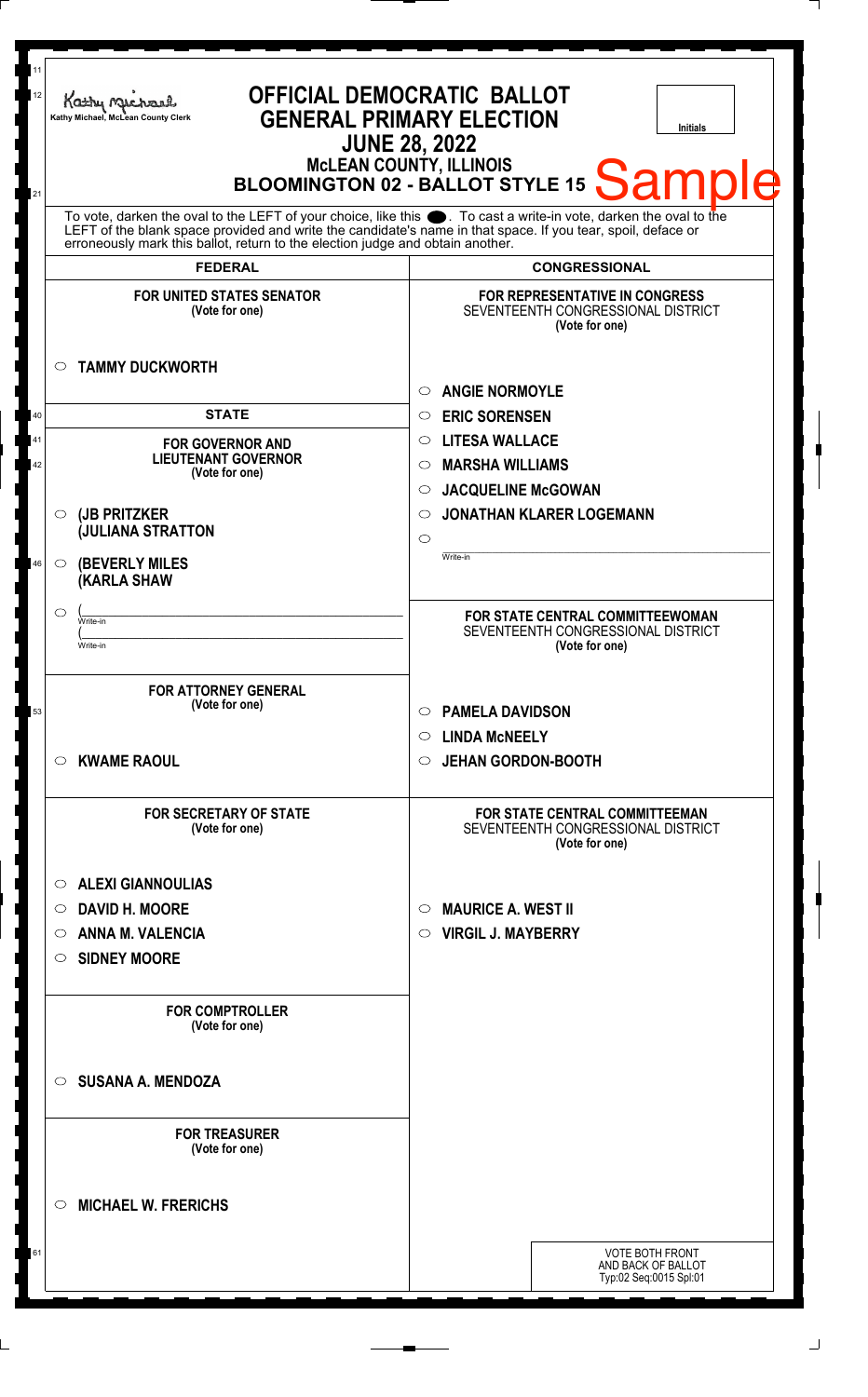Kathy Michael, McLean County Clerk

# OFFICIAL DEMOCRATIC BALLOT
# GENERAL PRIMARY ELECTION
## JUNE 28, 2022
## McLEAN COUNTY, ILLINOIS
## BLOOMINGTON 02 - BALLOT STYLE 15

Sample

Initials

To vote, darken the oval to the LEFT of your choice, like this ●. To cast a write-in vote, darken the oval to the LEFT of the blank space provided and write the candidate's name in that space. If you tear, spoil, deface or erroneously mark this ballot, return to the election judge and obtain another.

## FEDERAL

**FOR UNITED STATES SENATOR**
(Vote for one)

- ○ TAMMY DUCKWORTH

## STATE

**FOR GOVERNOR AND LIEUTENANT GOVERNOR**
(Vote for one)

- ○ (JB PRITZKER
  (JULIANA STRATTON
- ○ (BEVERLY MILES
  (KARLA SHAW
- ○ (______________ Write-in
  (______________ Write-in

**FOR ATTORNEY GENERAL**
(Vote for one)

- ○ KWAME RAOUL

**FOR SECRETARY OF STATE**
(Vote for one)

- ○ ALEXI GIANNOULIAS
- ○ DAVID H. MOORE
- ○ ANNA M. VALENCIA
- ○ SIDNEY MOORE

**FOR COMPTROLLER**
(Vote for one)

- ○ SUSANA A. MENDOZA

**FOR TREASURER**
(Vote for one)

- ○ MICHAEL W. FRERICHS

## CONGRESSIONAL

**FOR REPRESENTATIVE IN CONGRESS**
SEVENTEENTH CONGRESSIONAL DISTRICT
(Vote for one)

- ○ ANGIE NORMOYLE
- ○ ERIC SORENSEN
- ○ LITESA WALLACE
- ○ MARSHA WILLIAMS
- ○ JACQUELINE McGOWAN
- ○ JONATHAN KLARER LOGEMANN
- ○ ______________ Write-in

**FOR STATE CENTRAL COMMITTEEWOMAN**
SEVENTEENTH CONGRESSIONAL DISTRICT
(Vote for one)

- ○ PAMELA DAVIDSON
- ○ LINDA McNEELY
- ○ JEHAN GORDON-BOOTH

**FOR STATE CENTRAL COMMITTEEMAN**
SEVENTEENTH CONGRESSIONAL DISTRICT
(Vote for one)

- ○ MAURICE A. WEST II
- ○ VIRGIL J. MAYBERRY

VOTE BOTH FRONT AND BACK OF BALLOT
Typ:02 Seq:0015 Spl:01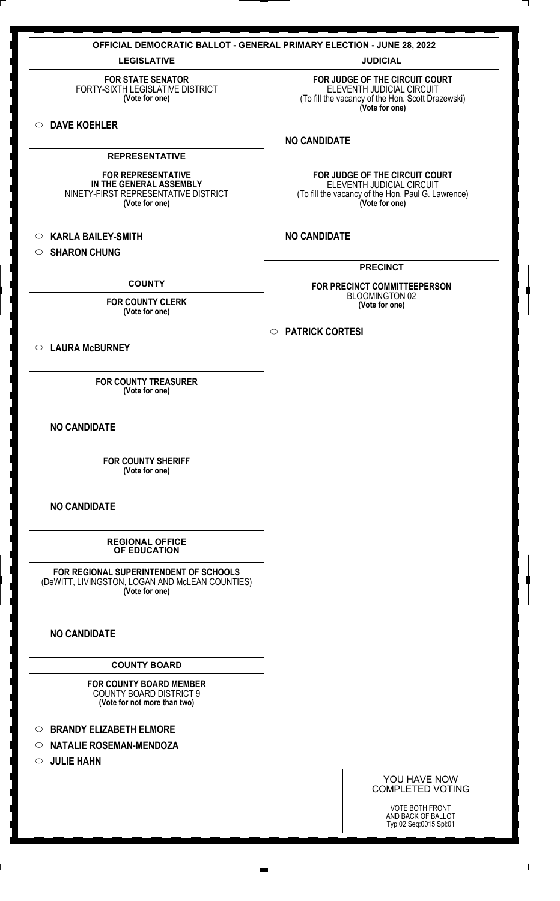# OFFICIAL DEMOCRATIC BALLOT - GENERAL PRIMARY ELECTION - JUNE 28, 2022

## LEGISLATIVE

**FOR STATE SENATOR**
FORTY-SIXTH LEGISLATIVE DISTRICT
**(Vote for one)**

- ○ **DAVE KOEHLER**

## REPRESENTATIVE

**FOR REPRESENTATIVE IN THE GENERAL ASSEMBLY**
NINETY-FIRST REPRESENTATIVE DISTRICT
**(Vote for one)**

- ○ **KARLA BAILEY-SMITH**
- ○ **SHARON CHUNG**

## COUNTY

**FOR COUNTY CLERK**
**(Vote for one)**

- ○ **LAURA McBURNEY**

**FOR COUNTY TREASURER**
**(Vote for one)**

**NO CANDIDATE**

**FOR COUNTY SHERIFF**
**(Vote for one)**

**NO CANDIDATE**

## REGIONAL OFFICE OF EDUCATION

**FOR REGIONAL SUPERINTENDENT OF SCHOOLS**
(DeWITT, LIVINGSTON, LOGAN AND McLEAN COUNTIES)
**(Vote for one)**

**NO CANDIDATE**

## COUNTY BOARD

**FOR COUNTY BOARD MEMBER**
COUNTY BOARD DISTRICT 9
**(Vote for not more than two)**

- ○ **BRANDY ELIZABETH ELMORE**
- ○ **NATALIE ROSEMAN-MENDOZA**
- ○ **JULIE HAHN**

## JUDICIAL

**FOR JUDGE OF THE CIRCUIT COURT**
ELEVENTH JUDICIAL CIRCUIT
(To fill the vacancy of the Hon. Scott Drazewski)
**(Vote for one)**

**NO CANDIDATE**

**FOR JUDGE OF THE CIRCUIT COURT**
ELEVENTH JUDICIAL CIRCUIT
(To fill the vacancy of the Hon. Paul G. Lawrence)
**(Vote for one)**

**NO CANDIDATE**

## PRECINCT

**FOR PRECINCT COMMITTEEPERSON**
BLOOMINGTON 02
**(Vote for one)**

- ○ **PATRICK CORTESI**

YOU HAVE NOW COMPLETED VOTING

VOTE BOTH FRONT AND BACK OF BALLOT
Typ:02 Seq:0015 Spl:01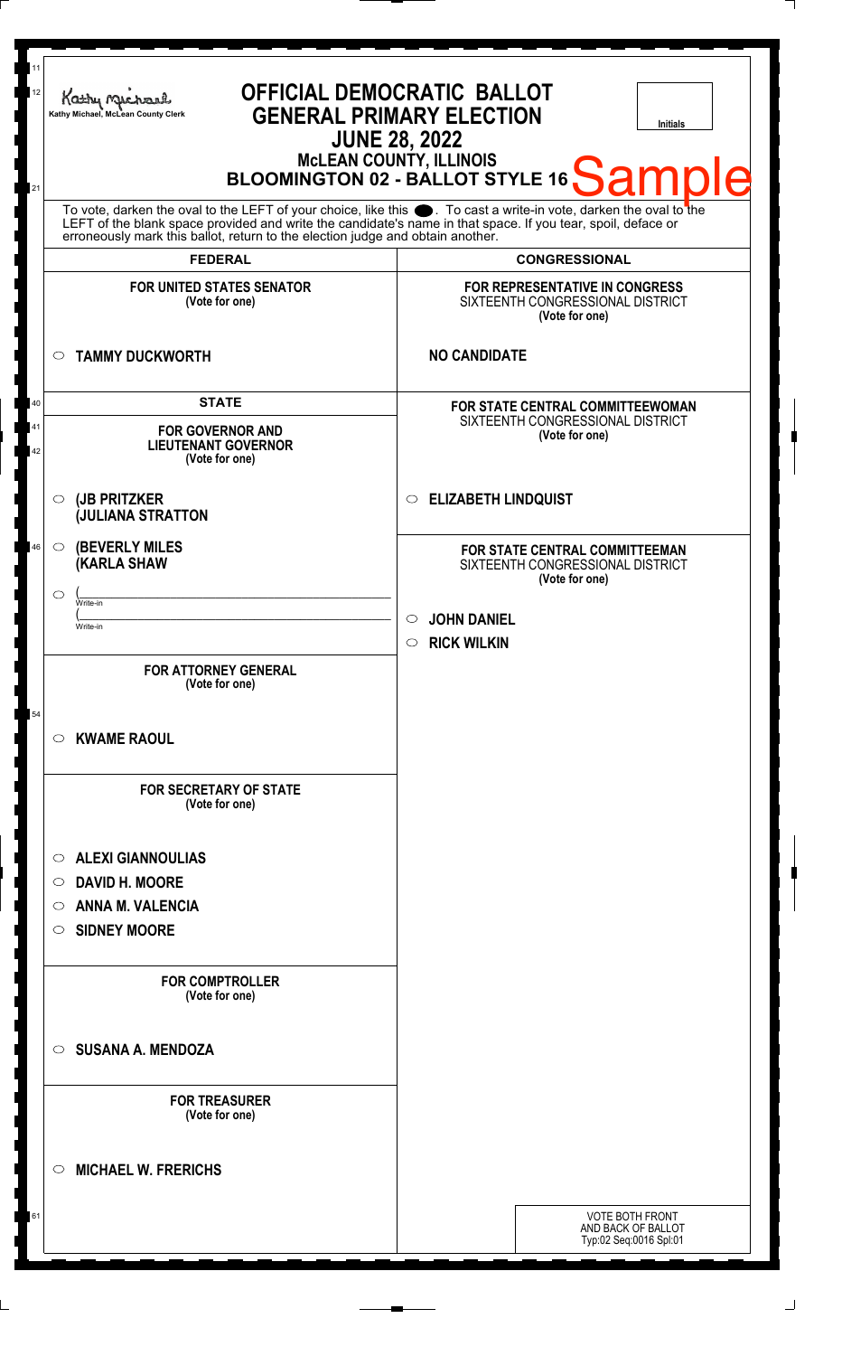Kathy Michael, McLean County Clerk

# OFFICIAL DEMOCRATIC BALLOT
## GENERAL PRIMARY ELECTION
## JUNE 28, 2022
### McLEAN COUNTY, ILLINOIS
### BLOOMINGTON 02 - BALLOT STYLE 16

Sample

Initials

To vote, darken the oval to the LEFT of your choice, like this ●. To cast a write-in vote, darken the oval to the LEFT of the blank space provided and write the candidate's name in that space. If you tear, spoil, deface or erroneously mark this ballot, return to the election judge and obtain another.

## FEDERAL

**FOR UNITED STATES SENATOR**
(Vote for one)

- ○ **TAMMY DUCKWORTH**

## STATE

**FOR GOVERNOR AND LIEUTENANT GOVERNOR**
(Vote for one)

- ○ **(JB PRITZKER**
  **(JULIANA STRATTON**
- ○ **(BEVERLY MILES**
  **(KARLA SHAW**
- ○ (______________________ Write-in
  (______________________ Write-in

**FOR ATTORNEY GENERAL**
(Vote for one)

- ○ **KWAME RAOUL**

**FOR SECRETARY OF STATE**
(Vote for one)

- ○ **ALEXI GIANNOULIAS**
- ○ **DAVID H. MOORE**
- ○ **ANNA M. VALENCIA**
- ○ **SIDNEY MOORE**

**FOR COMPTROLLER**
(Vote for one)

- ○ **SUSANA A. MENDOZA**

**FOR TREASURER**
(Vote for one)

- ○ **MICHAEL W. FRERICHS**

## CONGRESSIONAL

**FOR REPRESENTATIVE IN CONGRESS**
SIXTEENTH CONGRESSIONAL DISTRICT
(Vote for one)

**NO CANDIDATE**

**FOR STATE CENTRAL COMMITTEEWOMAN**
SIXTEENTH CONGRESSIONAL DISTRICT
(Vote for one)

- ○ **ELIZABETH LINDQUIST**

**FOR STATE CENTRAL COMMITTEEMAN**
SIXTEENTH CONGRESSIONAL DISTRICT
(Vote for one)

- ○ **JOHN DANIEL**
- ○ **RICK WILKIN**

VOTE BOTH FRONT AND BACK OF BALLOT
Typ:02 Seq:0016 Spl:01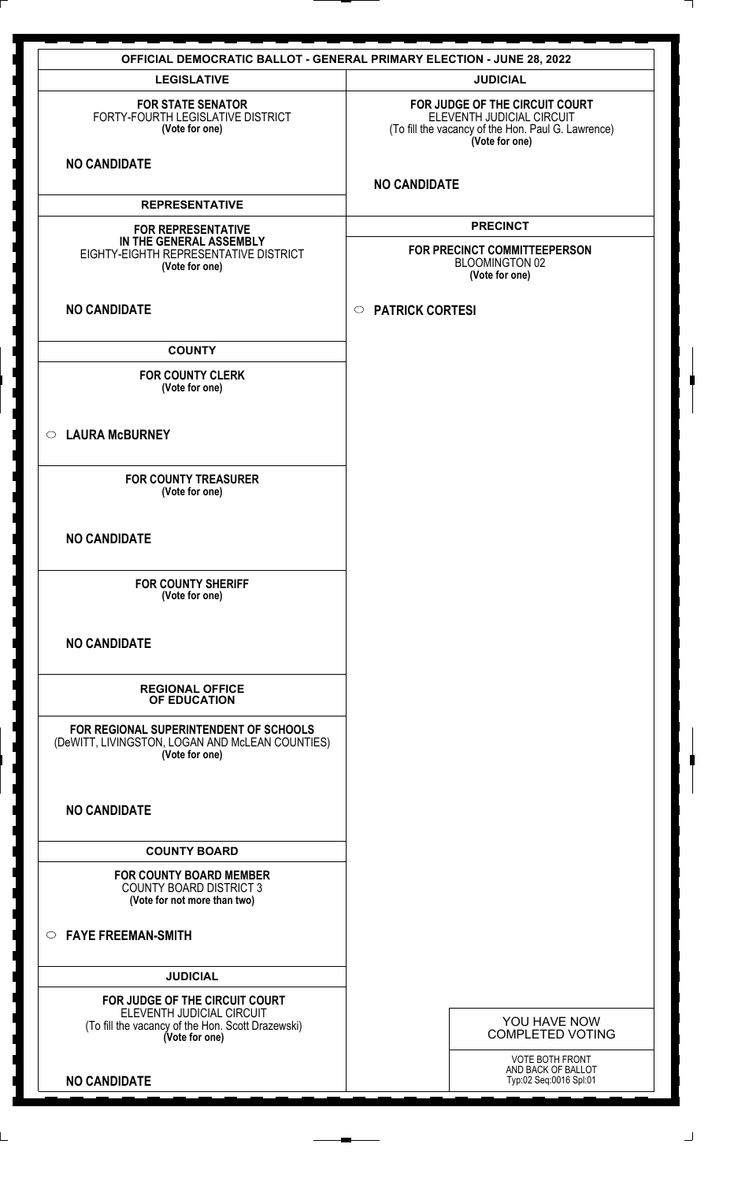# OFFICIAL DEMOCRATIC BALLOT - GENERAL PRIMARY ELECTION - JUNE 28, 2022

## LEGISLATIVE

**FOR STATE SENATOR**
FORTY-FOURTH LEGISLATIVE DISTRICT
**(Vote for one)**

**NO CANDIDATE**

## REPRESENTATIVE

**FOR REPRESENTATIVE IN THE GENERAL ASSEMBLY**
EIGHTY-EIGHTH REPRESENTATIVE DISTRICT
**(Vote for one)**

**NO CANDIDATE**

## COUNTY

**FOR COUNTY CLERK**
**(Vote for one)**

○ **LAURA McBURNEY**

**FOR COUNTY TREASURER**
**(Vote for one)**

**NO CANDIDATE**

**FOR COUNTY SHERIFF**
**(Vote for one)**

**NO CANDIDATE**

## REGIONAL OFFICE OF EDUCATION

**FOR REGIONAL SUPERINTENDENT OF SCHOOLS**
(DeWITT, LIVINGSTON, LOGAN AND McLEAN COUNTIES)
**(Vote for one)**

**NO CANDIDATE**

## COUNTY BOARD

**FOR COUNTY BOARD MEMBER**
COUNTY BOARD DISTRICT 3
**(Vote for not more than two)**

○ **FAYE FREEMAN-SMITH**

## JUDICIAL

**FOR JUDGE OF THE CIRCUIT COURT**
ELEVENTH JUDICIAL CIRCUIT
(To fill the vacancy of the Hon. Scott Drazewski)
**(Vote for one)**

**NO CANDIDATE**

## JUDICIAL

**FOR JUDGE OF THE CIRCUIT COURT**
ELEVENTH JUDICIAL CIRCUIT
(To fill the vacancy of the Hon. Paul G. Lawrence)
**(Vote for one)**

**NO CANDIDATE**

## PRECINCT

**FOR PRECINCT COMMITTEEPERSON**
BLOOMINGTON 02
**(Vote for one)**

○ **PATRICK CORTESI**

YOU HAVE NOW COMPLETED VOTING

VOTE BOTH FRONT AND BACK OF BALLOT
Typ:02 Seq:0016 Spl:01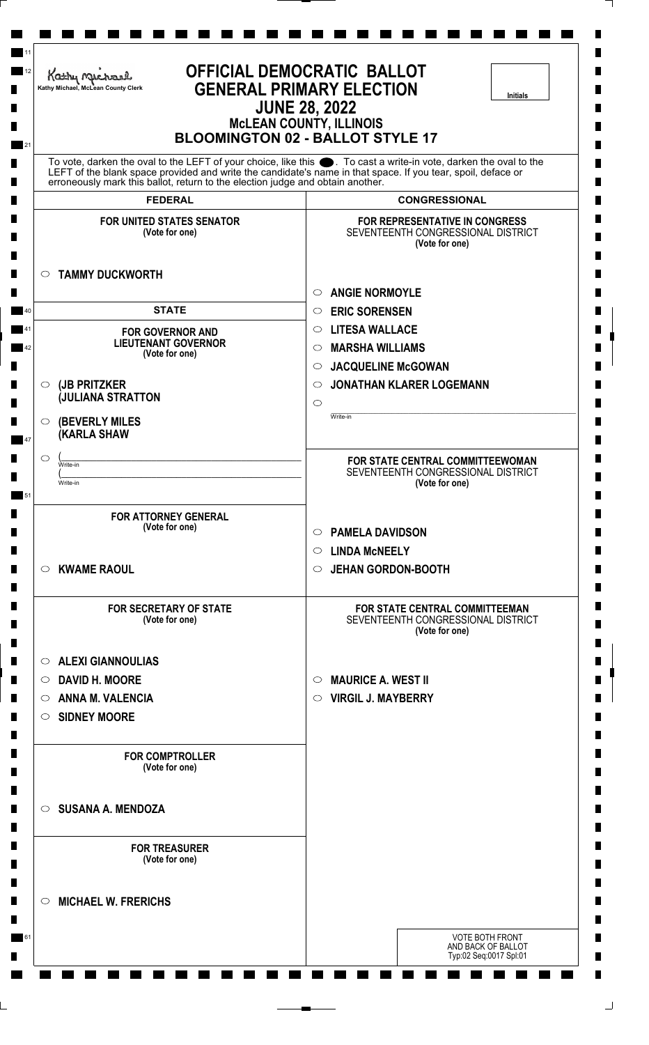Kathy Michael, McLean County Clerk

# OFFICIAL DEMOCRATIC BALLOT
## GENERAL PRIMARY ELECTION
## JUNE 28, 2022
### McLEAN COUNTY, ILLINOIS
### BLOOMINGTON 02 - BALLOT STYLE 17

Initials

To vote, darken the oval to the LEFT of your choice, like this ⬬. To cast a write-in vote, darken the oval to the LEFT of the blank space provided and write the candidate's name in that space. If you tear, spoil, deface or erroneously mark this ballot, return to the election judge and obtain another.

## FEDERAL

**FOR UNITED STATES SENATOR**
(Vote for one)

- ○ **TAMMY DUCKWORTH**

## STATE

**FOR GOVERNOR AND LIEUTENANT GOVERNOR**
(Vote for one)

- ○ **(JB PRITZKER (JULIANA STRATTON**
- ○ **(BEVERLY MILES (KARLA SHAW**
- ○ (\_\_\_\_\_\_\_\_\_\_ Write-in (\_\_\_\_\_\_\_\_\_\_ Write-in

**FOR ATTORNEY GENERAL**
(Vote for one)

- ○ **KWAME RAOUL**

**FOR SECRETARY OF STATE**
(Vote for one)

- ○ **ALEXI GIANNOULIAS**
- ○ **DAVID H. MOORE**
- ○ **ANNA M. VALENCIA**
- ○ **SIDNEY MOORE**

**FOR COMPTROLLER**
(Vote for one)

- ○ **SUSANA A. MENDOZA**

**FOR TREASURER**
(Vote for one)

- ○ **MICHAEL W. FRERICHS**

## CONGRESSIONAL

**FOR REPRESENTATIVE IN CONGRESS**
SEVENTEENTH CONGRESSIONAL DISTRICT
(Vote for one)

- ○ **ANGIE NORMOYLE**
- ○ **ERIC SORENSEN**
- ○ **LITESA WALLACE**
- ○ **MARSHA WILLIAMS**
- ○ **JACQUELINE McGOWAN**
- ○ **JONATHAN KLARER LOGEMANN**
- ○ \_\_\_\_\_\_\_\_\_\_ Write-in

**FOR STATE CENTRAL COMMITTEEWOMAN**
SEVENTEENTH CONGRESSIONAL DISTRICT
(Vote for one)

- ○ **PAMELA DAVIDSON**
- ○ **LINDA McNEELY**
- ○ **JEHAN GORDON-BOOTH**

**FOR STATE CENTRAL COMMITTEEMAN**
SEVENTEENTH CONGRESSIONAL DISTRICT
(Vote for one)

- ○ **MAURICE A. WEST II**
- ○ **VIRGIL J. MAYBERRY**

VOTE BOTH FRONT AND BACK OF BALLOT
Typ:02 Seq:0017 Spl:01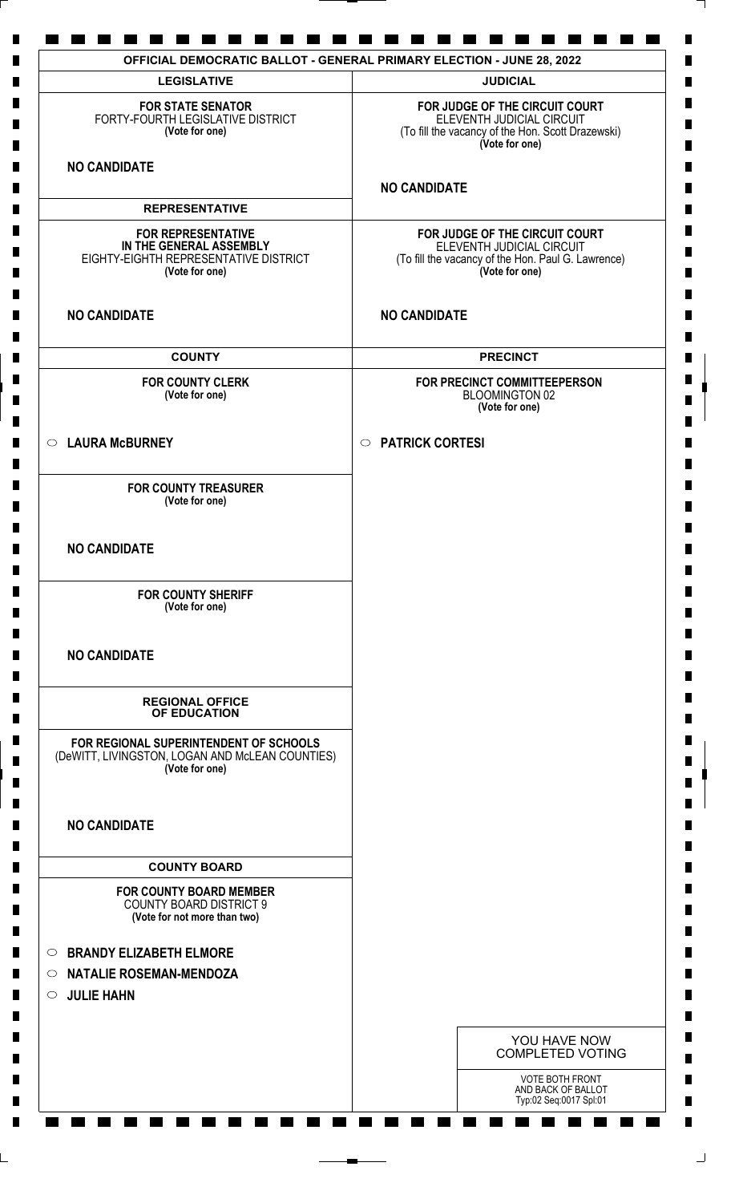# OFFICIAL DEMOCRATIC BALLOT - GENERAL PRIMARY ELECTION - JUNE 28, 2022

## LEGISLATIVE

**FOR STATE SENATOR**
FORTY-FOURTH LEGISLATIVE DISTRICT
**(Vote for one)**

**NO CANDIDATE**

## REPRESENTATIVE

**FOR REPRESENTATIVE IN THE GENERAL ASSEMBLY**
EIGHTY-EIGHTH REPRESENTATIVE DISTRICT
**(Vote for one)**

**NO CANDIDATE**

## COUNTY

**FOR COUNTY CLERK**
**(Vote for one)**

○ **LAURA McBURNEY**

**FOR COUNTY TREASURER**
**(Vote for one)**

**NO CANDIDATE**

**FOR COUNTY SHERIFF**
**(Vote for one)**

**NO CANDIDATE**

## REGIONAL OFFICE OF EDUCATION

**FOR REGIONAL SUPERINTENDENT OF SCHOOLS**
(DeWITT, LIVINGSTON, LOGAN AND McLEAN COUNTIES)
**(Vote for one)**

**NO CANDIDATE**

## COUNTY BOARD

**FOR COUNTY BOARD MEMBER**
COUNTY BOARD DISTRICT 9
**(Vote for not more than two)**

○ **BRANDY ELIZABETH ELMORE**
○ **NATALIE ROSEMAN-MENDOZA**
○ **JULIE HAHN**

## JUDICIAL

**FOR JUDGE OF THE CIRCUIT COURT**
ELEVENTH JUDICIAL CIRCUIT
(To fill the vacancy of the Hon. Scott Drazewski)
**(Vote for one)**

**NO CANDIDATE**

**FOR JUDGE OF THE CIRCUIT COURT**
ELEVENTH JUDICIAL CIRCUIT
(To fill the vacancy of the Hon. Paul G. Lawrence)
**(Vote for one)**

**NO CANDIDATE**

## PRECINCT

**FOR PRECINCT COMMITTEEPERSON**
BLOOMINGTON 02
**(Vote for one)**

○ **PATRICK CORTESI**

YOU HAVE NOW COMPLETED VOTING

VOTE BOTH FRONT AND BACK OF BALLOT
Typ:02 Seq:0017 Spl:01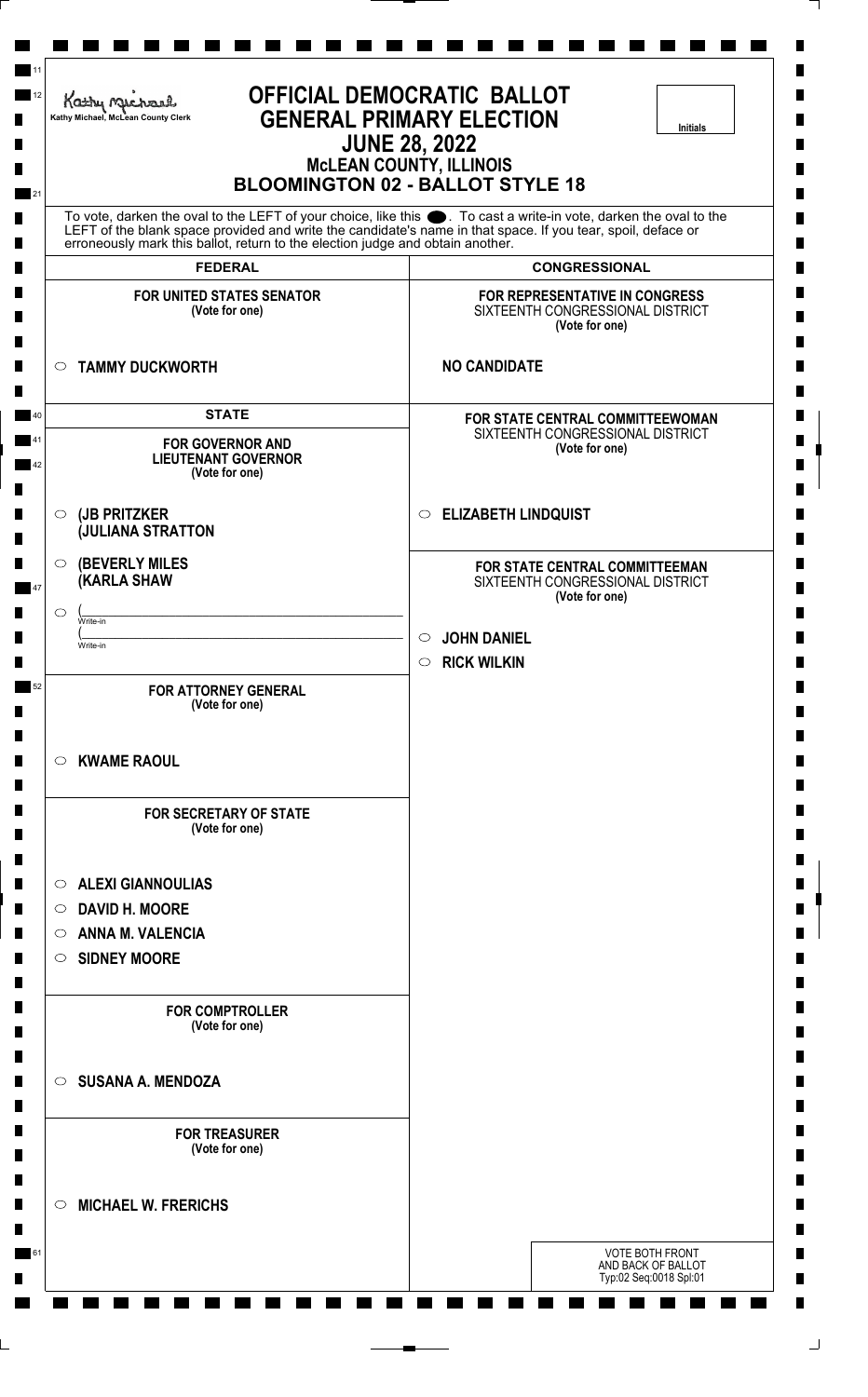Kathy Michael, McLean County Clerk

# OFFICIAL DEMOCRATIC BALLOT
## GENERAL PRIMARY ELECTION
## JUNE 28, 2022
### McLEAN COUNTY, ILLINOIS
### BLOOMINGTON 02 - BALLOT STYLE 18

Initials

To vote, darken the oval to the LEFT of your choice, like this ⬤. To cast a write-in vote, darken the oval to the LEFT of the blank space provided and write the candidate's name in that space. If you tear, spoil, deface or erroneously mark this ballot, return to the election judge and obtain another.

## FEDERAL

**FOR UNITED STATES SENATOR**
**(Vote for one)**

- ○ **TAMMY DUCKWORTH**

## STATE

**FOR GOVERNOR AND LIEUTENANT GOVERNOR**
**(Vote for one)**

- ○ **(JB PRITZKER (JULIANA STRATTON**
- ○ **(BEVERLY MILES (KARLA SHAW**
- ○ (______________ Write-in (______________ Write-in

**FOR ATTORNEY GENERAL**
**(Vote for one)**

- ○ **KWAME RAOUL**

**FOR SECRETARY OF STATE**
**(Vote for one)**

- ○ **ALEXI GIANNOULIAS**
- ○ **DAVID H. MOORE**
- ○ **ANNA M. VALENCIA**
- ○ **SIDNEY MOORE**

**FOR COMPTROLLER**
**(Vote for one)**

- ○ **SUSANA A. MENDOZA**

**FOR TREASURER**
**(Vote for one)**

- ○ **MICHAEL W. FRERICHS**

## CONGRESSIONAL

**FOR REPRESENTATIVE IN CONGRESS**
SIXTEENTH CONGRESSIONAL DISTRICT
**(Vote for one)**

**NO CANDIDATE**

**FOR STATE CENTRAL COMMITTEEWOMAN**
SIXTEENTH CONGRESSIONAL DISTRICT
**(Vote for one)**

- ○ **ELIZABETH LINDQUIST**

**FOR STATE CENTRAL COMMITTEEMAN**
SIXTEENTH CONGRESSIONAL DISTRICT
**(Vote for one)**

- ○ **JOHN DANIEL**
- ○ **RICK WILKIN**

VOTE BOTH FRONT AND BACK OF BALLOT
Typ:02 Seq:0018 Spl:01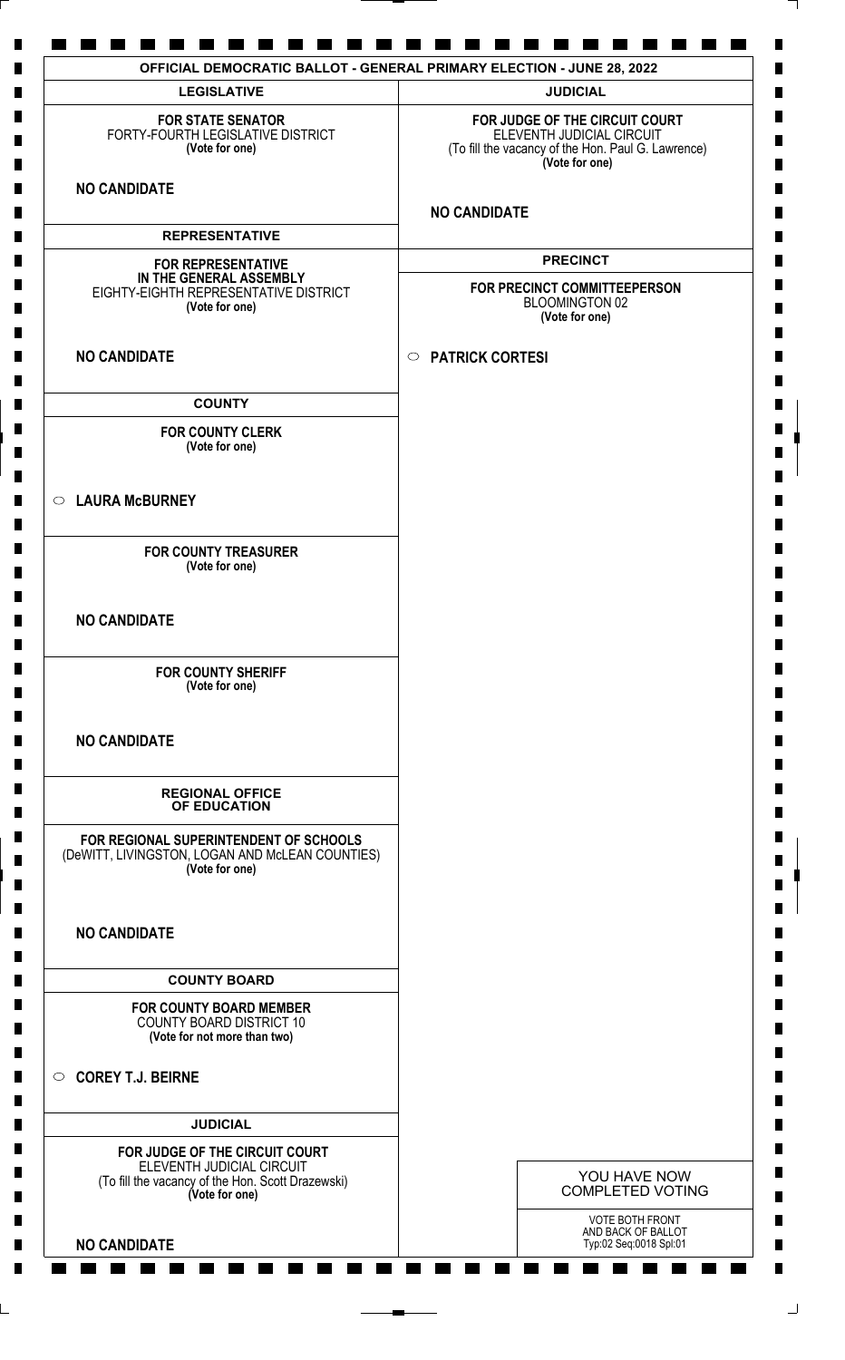## OFFICIAL DEMOCRATIC BALLOT - GENERAL PRIMARY ELECTION - JUNE 28, 2022

### LEGISLATIVE

**FOR STATE SENATOR**
FORTY-FOURTH LEGISLATIVE DISTRICT
**(Vote for one)**

**NO CANDIDATE**

### REPRESENTATIVE

**FOR REPRESENTATIVE IN THE GENERAL ASSEMBLY**
EIGHTY-EIGHTH REPRESENTATIVE DISTRICT
**(Vote for one)**

**NO CANDIDATE**

### COUNTY

**FOR COUNTY CLERK**
**(Vote for one)**

○ **LAURA McBURNEY**

**FOR COUNTY TREASURER**
**(Vote for one)**

**NO CANDIDATE**

**FOR COUNTY SHERIFF**
**(Vote for one)**

**NO CANDIDATE**

### REGIONAL OFFICE OF EDUCATION

**FOR REGIONAL SUPERINTENDENT OF SCHOOLS**
(DeWITT, LIVINGSTON, LOGAN AND McLEAN COUNTIES)
**(Vote for one)**

**NO CANDIDATE**

### COUNTY BOARD

**FOR COUNTY BOARD MEMBER**
COUNTY BOARD DISTRICT 10
**(Vote for not more than two)**

○ **COREY T.J. BEIRNE**

### JUDICIAL

**FOR JUDGE OF THE CIRCUIT COURT**
ELEVENTH JUDICIAL CIRCUIT
(To fill the vacancy of the Hon. Scott Drazewski)
**(Vote for one)**

**NO CANDIDATE**

### JUDICIAL

**FOR JUDGE OF THE CIRCUIT COURT**
ELEVENTH JUDICIAL CIRCUIT
(To fill the vacancy of the Hon. Paul G. Lawrence)
**(Vote for one)**

**NO CANDIDATE**

### PRECINCT

**FOR PRECINCT COMMITTEEPERSON**
BLOOMINGTON 02
**(Vote for one)**

○ **PATRICK CORTESI**

YOU HAVE NOW COMPLETED VOTING

VOTE BOTH FRONT AND BACK OF BALLOT
Typ:02 Seq:0018 Spl:01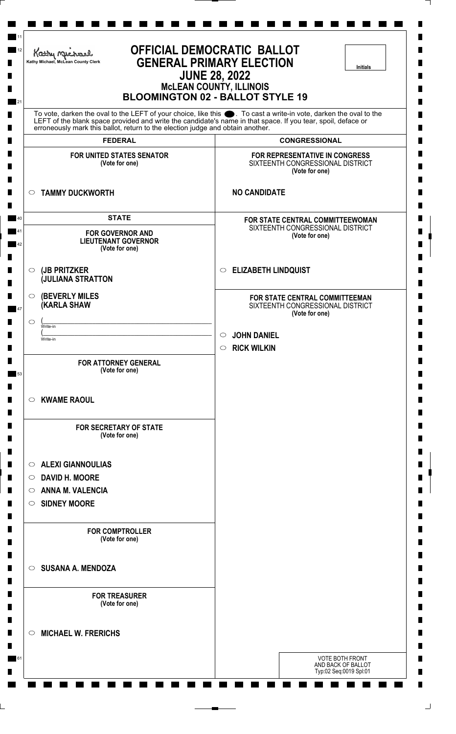Kathy Michael, McLean County Clerk

# OFFICIAL DEMOCRATIC BALLOT
# GENERAL PRIMARY ELECTION
## JUNE 28, 2022
## McLEAN COUNTY, ILLINOIS
## BLOOMINGTON 02 - BALLOT STYLE 19

Initials

To vote, darken the oval to the LEFT of your choice, like this ⬤. To cast a write-in vote, darken the oval to the LEFT of the blank space provided and write the candidate's name in that space. If you tear, spoil, deface or erroneously mark this ballot, return to the election judge and obtain another.

## FEDERAL

**FOR UNITED STATES SENATOR**
**(Vote for one)**

- ○ **TAMMY DUCKWORTH**

## STATE

**FOR GOVERNOR AND LIEUTENANT GOVERNOR**
**(Vote for one)**

- ○ **(JB PRITZKER (JULIANA STRATTON**
- ○ **(BEVERLY MILES (KARLA SHAW**
- ○ (\_\_\_\_\_\_\_\_\_\_ Write-in (\_\_\_\_\_\_\_\_\_\_ Write-in

**FOR ATTORNEY GENERAL**
**(Vote for one)**

- ○ **KWAME RAOUL**

**FOR SECRETARY OF STATE**
**(Vote for one)**

- ○ **ALEXI GIANNOULIAS**
- ○ **DAVID H. MOORE**
- ○ **ANNA M. VALENCIA**
- ○ **SIDNEY MOORE**

**FOR COMPTROLLER**
**(Vote for one)**

- ○ **SUSANA A. MENDOZA**

**FOR TREASURER**
**(Vote for one)**

- ○ **MICHAEL W. FRERICHS**

## CONGRESSIONAL

**FOR REPRESENTATIVE IN CONGRESS**
SIXTEENTH CONGRESSIONAL DISTRICT
**(Vote for one)**

**NO CANDIDATE**

**FOR STATE CENTRAL COMMITTEEWOMAN**
SIXTEENTH CONGRESSIONAL DISTRICT
**(Vote for one)**

- ○ **ELIZABETH LINDQUIST**

**FOR STATE CENTRAL COMMITTEEMAN**
SIXTEENTH CONGRESSIONAL DISTRICT
**(Vote for one)**

- ○ **JOHN DANIEL**
- ○ **RICK WILKIN**

VOTE BOTH FRONT AND BACK OF BALLOT
Typ:02 Seq:0019 Spl:01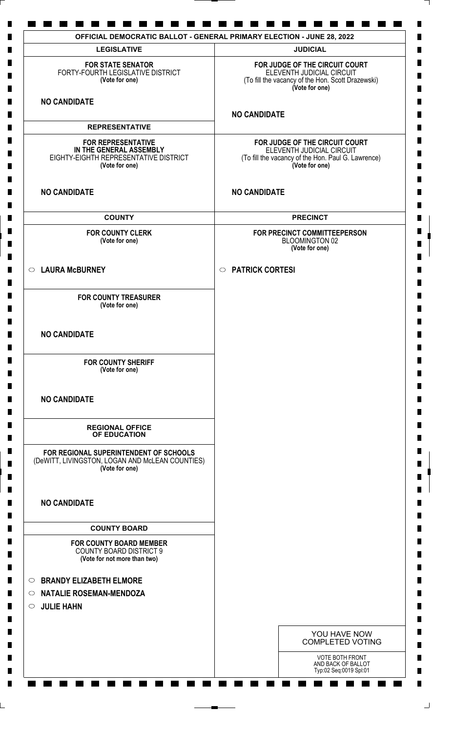# OFFICIAL DEMOCRATIC BALLOT - GENERAL PRIMARY ELECTION - JUNE 28, 2022

## LEGISLATIVE

**FOR STATE SENATOR**
FORTY-FOURTH LEGISLATIVE DISTRICT
**(Vote for one)**

**NO CANDIDATE**

## REPRESENTATIVE

**FOR REPRESENTATIVE IN THE GENERAL ASSEMBLY**
EIGHTY-EIGHTH REPRESENTATIVE DISTRICT
**(Vote for one)**

**NO CANDIDATE**

## COUNTY

**FOR COUNTY CLERK**
**(Vote for one)**

- ○ **LAURA McBURNEY**

**FOR COUNTY TREASURER**
**(Vote for one)**

**NO CANDIDATE**

**FOR COUNTY SHERIFF**
**(Vote for one)**

**NO CANDIDATE**

## REGIONAL OFFICE OF EDUCATION

**FOR REGIONAL SUPERINTENDENT OF SCHOOLS**
(DeWITT, LIVINGSTON, LOGAN AND McLEAN COUNTIES)
**(Vote for one)**

**NO CANDIDATE**

## COUNTY BOARD

**FOR COUNTY BOARD MEMBER**
COUNTY BOARD DISTRICT 9
**(Vote for not more than two)**

- ○ **BRANDY ELIZABETH ELMORE**
- ○ **NATALIE ROSEMAN-MENDOZA**
- ○ **JULIE HAHN**

## JUDICIAL

**FOR JUDGE OF THE CIRCUIT COURT**
ELEVENTH JUDICIAL CIRCUIT
(To fill the vacancy of the Hon. Scott Drazewski)
**(Vote for one)**

**NO CANDIDATE**

**FOR JUDGE OF THE CIRCUIT COURT**
ELEVENTH JUDICIAL CIRCUIT
(To fill the vacancy of the Hon. Paul G. Lawrence)
**(Vote for one)**

**NO CANDIDATE**

## PRECINCT

**FOR PRECINCT COMMITTEEPERSON**
BLOOMINGTON 02
**(Vote for one)**

- ○ **PATRICK CORTESI**

YOU HAVE NOW COMPLETED VOTING

VOTE BOTH FRONT AND BACK OF BALLOT
Typ:02 Seq:0019 Spl:01